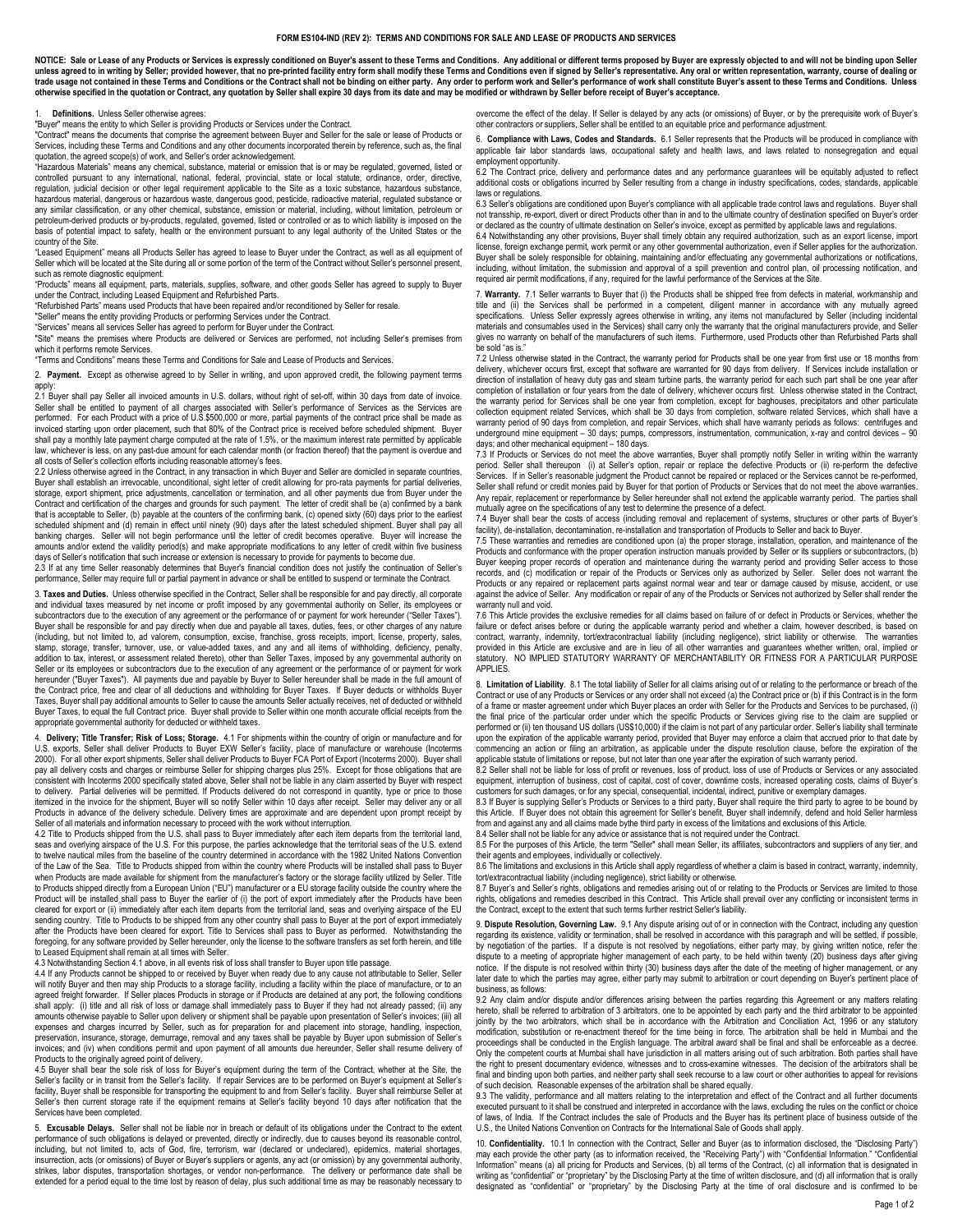# FORM ES104-IND (REV 2): TERMS AND CONDITIONS FOR SALE AND LEASE OF PRODUCTS AND SERVICES

**NOTICE: Sale or Lease of any Products or Services is expressly conditioned on Buyer's assent to these Terms and Conditions. Any additional or different terms proposed by Buyer are expressly objected to and will not be binding upon Seller unless agreed to in writing by Seller; provided however, that no pre-printed facility entry form shall modify these Terms and Conditions even if signed by Seller's representative. Any oral or written representation, warranty, course of dealing or trade usage not contained in these Terms and Conditions or the Contract shall not be binding on either party. Any order to perform work and Seller's performance of work shall constitute Buyer's assent to these Terms and Conditions. Unless otherwise specified in the quotation or Contract, any quotation by Seller shall expire 30 days from its date and may be modified or withdrawn by Seller before receipt of Buyer's acceptance.**

1. **Definitions.** Unless Seller otherwise agrees:

"Buyer" means the entity to which Seller is providing Products or Services under the Contract.

"Contract" means the documents that comprise the agreement between Buyer and Seller for the sale or lease of Products or Services, including these Terms and Conditions and any other documents incorporated therein by reference, such as, the final quotation, the agreed scope(s) of work, and Seller's order acknowledgement.

"Hazardous Materials" means any chemical, substance, material or emission that is or may be regulated, governed, listed or controlled pursuant to any international, national, federal, provincial, state or local statute, ordinance, order, directive, regulation, judicial decision or other legal requirement applicable to the Site as a toxic substance, hazardous substance, hazardous material, dangerous or hazardous waste, dangerous good, pesticide, radioactive material, regulated substance or any similar classification, or any other chemical, substance, emission or material, including, without limitation, petroleum or petroleum-derived products or by-products, regulated, governed, listed or controlled or as to which liability is imposed on the basis of potential impact to safety, health or the environment pursuant to any legal authority of the United States or the country of the Site.

"Leased Equipment" means all Products Seller has agreed to lease to Buyer under the Contract, as well as all equipment of Seller which will be located at the Site during all or some portion of the term of the Contract without Seller's personnel present, such as remote diagnostic equipment.

"Products" means all equipment, parts, materials, supplies, software, and other goods Seller has agreed to supply to Buyer under the Contract, including Leased Equipment and Refurbished Parts.

"Refurbished Parts" means used Products that have been repaired and/or reconditioned by Seller for resale.

"Seller" means the entity providing Products or performing Services under the Contract.

"Services" means all services Seller has agreed to perform for Buyer under the Contract.

"Site" means the premises where Products are delivered or Services are performed, not including Seller's premises from which it performs remote Services.

"Terms and Conditions" means these Terms and Conditions for Sale and Lease of Products and Services.

2. **Payment.** Except as otherwise agreed to by Seller in writing, and upon approved credit, the following payment terms apply:

2.1 Buyer shall pay Seller all invoiced amounts in U.S. dollars, without right of set-off, within 30 days from date of invoice. Seller shall be entitled to payment of all charges associated with Seller's performance of Services as the Services are performed. For each Product with a price of U.S.$500,000 or more, partial payments of the contract price shall be made as invoiced starting upon order placement, such that 80% of the Contract price is received before scheduled shipment. Buyer shall pay a monthly late payment charge computed at the rate of 1.5%, or the maximum interest rate permitted by applicable law, whichever is less, on any past-due amount for each calendar month (or fraction thereof) that the payment is overdue and all costs of Seller's collection efforts including reasonable attorney's fees.

2.2 Unless otherwise agreed in the Contract, in any transaction in which Buyer and Seller are domiciled in separate countries, Buyer shall establish an irrevocable, unconditional, sight letter of credit allowing for pro-rata payments for partial deliveries, storage, export shipment, price adjustments, cancellation or termination, and all other payments due from Buyer under the Contract and certification of the charges and grounds for such payment. The letter of credit shall be (a) confirmed by a bank that is acceptable to Seller, (b) payable at the counters of the confirming bank, (c) opened sixty (60) days prior to the earliest scheduled shipment and (d) remain in effect until ninety (90) days after the latest scheduled shipment. Buyer shall pay all banking charges. Seller will not begin performance until the letter of credit becomes operative. Buyer will increase the amounts and/or extend the validity period(s) and make appropriate modifications to any letter of credit within five business days of Seller's notification that such increase or extension is necessary to provide for payments to become due.

2.3 If at any time Seller reasonably determines that Buyer's financial condition does not justify the continuation of Seller's performance, Seller may require full or partial payment in advance or shall be entitled to suspend or terminate the Contract.

3. **Taxes and Duties.** Unless otherwise specified in the Contract, Seller shall be responsible for and pay directly, all corporate and individual taxes measured by net income or profit imposed by any governmental authority on Seller, its employees or subcontractors due to the execution of any agreement or the performance of or payment for work hereunder ("Seller Taxes"). Buyer shall be responsible for and pay directly when due and payable all taxes, duties, fees or other charges of any nature (including, but not limited to, ad valorem, consumption, excise, franchise, gross receipts, import, license, property, sales, stamp, storage, transfer, turnover, use, or value-added taxes, and any and all items of withholding, deficiency, penalty, addition to tax, interest, or assessment related thereto), other than Seller Taxes, imposed by any governmental authority on Seller or its employees or subcontractors due to the execution of any agreement or the performance of or payment for work hereunder ("Buyer Taxes"). All payments due and payable by Buyer to Seller hereunder shall be made in the full amount of the Contract price, free and clear of all deductions and withholding for Buyer Taxes. If Buyer deducts or withholds Buyer Taxes, Buyer shall pay additional amounts to Seller to cause the amounts Seller actually receives, net of deducted or withheld Buyer Taxes, to equal the full Contract price. Buyer shall provide to Seller within one month accurate official receipts from the appropriate governmental authority for deducted or withheld taxes.

4. **Delivery; Title Transfer; Risk of Loss; Storage.** 4.1 For shipments within the country of origin or manufacture and for U.S. exports, Seller shall deliver Products to Buyer EXW Seller's facility, place of manufacture or warehouse (Incoterms 2000). For all other export shipments, Seller shall deliver Products to Buyer FCA Port of Export (Incoterms 2000). Buyer shall pay all delivery costs and charges or reimburse Seller for shipping charges plus 25%. Except for those obligations that are consistent with Incoterms 2000 specifically stated above, Seller shall not be liable in any claim asserted by Buyer with respect to delivery. Partial deliveries will be permitted. If Products delivered do not correspond in quantity, type or price to those itemized in the invoice for the shipment, Buyer will so notify Seller within 10 days after receipt. Seller may deliver any or all Products in advance of the delivery schedule. Delivery times are approximate and are dependent upon prompt receipt by Seller of all materials and information necessary to proceed with the work without interruption.

4.2 Title to Products shipped from the U.S. shall pass to Buyer immediately after each item departs from the territorial land, seas and overlying airspace of the U.S. For this purpose, the parties acknowledge that the territorial seas of the U.S. extend to twelve nautical miles from the baseline of the country determined in accordance with the 1982 United Nations Convention of the Law of the Sea. Title to Products shipped from within the country where Products will be installed shall pass to Buyer when Products are made available for shipment from the manufacturer's factory or the storage facility utilized by Seller. Title to Products shipped directly from a European Union ("EU") manufacturer or a EU storage facility outside the country where the Product will be installed shall pass to Buyer the earlier of (i) the port of export immediately after the Products have been cleared for export or (ii) immediately after each item departs from the territorial land, seas and overlying airspace of the EU sending country. Title to Products to be shipped from any other country shall pass to Buyer at the port of export immediately after the Products have been cleared for export. Title to Services shall pass to Buyer as performed. Notwithstanding the foregoing, for any software provided by Seller hereunder, only the license to the software transfers as set forth herein, and title to Leased Equipment shall remain at all times with Seller.

4.3 Notwithstanding Section 4.1 above, in all events risk of loss shall transfer to Buyer upon title passage.

4.4 If any Products cannot be shipped to or received by Buyer when ready due to any cause not attributable to Seller, Seller will notify Buyer and then may ship Products to a storage facility, including a facility within the place of manufacture, or to an agreed freight forwarder. If Seller places Products in storage or if Products are detained at any port, the following conditions shall apply: (i) title and all risk of loss or damage shall immediately pass to Buyer if they had not already passed; (ii) any amounts otherwise payable to Seller upon delivery or shipment shall be payable upon presentation of Seller's invoices; (iii) all expenses and charges incurred by Seller, such as for preparation for and placement into storage, handling, inspection, preservation, insurance, storage, demurrage, removal and any taxes shall be payable by Buyer upon submission of Seller's invoices; and (iv) when conditions permit and upon payment of all amounts due hereunder, Seller shall resume delivery of Products to the originally agreed point of delivery.

4.5 Buyer shall bear the sole risk of loss for Buyer's equipment during the term of the Contract, whether at the Site, the Seller's facility or in transit from the Seller's facility. If repair Services are to be performed on Buyer's equipment at Seller's facility, Buyer shall be responsible for transporting the equipment to and from Seller's facility. Buyer shall reimburse Seller at Seller's then current storage rate if the equipment remains at Seller's facility beyond 10 days after notification that the Services have been completed.

5. **Excusable Delays.** Seller shall not be liable nor in breach or default of its obligations under the Contract to the extent performance of such obligations is delayed or prevented, directly or indirectly, due to causes beyond its reasonable control, including, but not limited to, acts of God, fire, terrorism, war (declared or undeclared), epidemics, material shortages, insurrection, acts (or omissions) of Buyer or Buyer's suppliers or agents, any act (or omission) by any governmental authority, strikes, labor disputes, transportation shortages, or vendor non-performance. The delivery or performance date shall be extended for a period equal to the time lost by reason of delay, plus such additional time as may be reasonably necessary to overcome the effect of the delay. If Seller is delayed by any acts (or omissions) of Buyer, or by the prerequisite work of Buyer's other contractors or suppliers, Seller shall be entitled to an equitable price and performance adjustment.

6. **Compliance with Laws, Codes and Standards.** 6.1 Seller represents that the Products will be produced in compliance with applicable fair labor standards laws, occupational safety and health laws, and laws related to nonsegregation and equal employment opportunity.

6.2 The Contract price, delivery and performance dates and any performance guarantees will be equitably adjusted to reflect additional costs or obligations incurred by Seller resulting from a change in industry specifications, codes, standards, applicable laws or regulations.

6.3 Seller's obligations are conditioned upon Buyer's compliance with all applicable trade control laws and regulations. Buyer shall not transship, re-export, divert or direct Products other than in and to the ultimate country of destination specified on Buyer's order or declared as the country of ultimate destination on Seller's invoice, except as permitted by applicable laws and regulations.

6.4 Notwithstanding any other provisions, Buyer shall timely obtain any required authorization, such as an export license, import license, foreign exchange permit, work permit or any other governmental authorization, even if Seller applies for the authorization. Buyer shall be solely responsible for obtaining, maintaining and/or effectuating any governmental authorizations or notifications, including, without limitation, the submission and approval of a spill prevention and control plan, oil processing notification, and required air permit modifications, if any, required for the lawful performance of the Services at the Site.

7. **Warranty.** 7.1 Seller warrants to Buyer that (i) the Products shall be shipped free from defects in material, workmanship and title and (ii) the Services shall be performed in a competent, diligent manner in accordance with any mutually agreed specifications. Unless Seller expressly agrees otherwise in writing, any items not manufactured by Seller (including incidental materials and consumables used in the Services) shall carry only the warranty that the original manufacturers provide, and Seller gives no warranty on behalf of the manufacturers of such items. Furthermore, used Products other than Refurbished Parts shall be sold "as is."

7.2 Unless otherwise stated in the Contract, the warranty period for Products shall be one year from first use or 18 months from delivery, whichever occurs first, except that software are warranted for 90 days from delivery. If Services include installation or direction of installation of heavy duty gas and steam turbine parts, the warranty period for each such part shall be one year after completion of installation or four years from the date of delivery, whichever occurs first. Unless otherwise stated in the Contract, the warranty period for Services shall be one year from completion, except for baghouses, precipitators and other particulate collection equipment related Services, which shall be 30 days from completion, software related Services, which shall have a warranty period of 90 days from completion, and repair Services, which shall have warranty periods as follows: centrifuges and underground mine equipment – 30 days; pumps, compressors, instrumentation, communication, x-ray and control devices – 90 days; and other mechanical equipment – 180 days.

7.3 If Products or Services do not meet the above warranties, Buyer shall promptly notify Seller in writing within the warranty period. Seller shall thereupon (i) at Seller's option, repair or replace the defective Products or (ii) re-perform the defective Services. If in Seller's reasonable judgment the Product cannot be repaired or replaced or the Services cannot be re-performed, Seller shall refund or credit monies paid by Buyer for that portion of Products or Services that do not meet the above warranties. Any repair, replacement or reperformance by Seller hereunder shall not extend the applicable warranty period. The parties shall mutually agree on the specifications of any test to determine the presence of a defect.

7.4 Buyer shall bear the costs of access (including removal and replacement of systems, structures or other parts of Buyer's facility), de-installation, decontamination, re-installation and transportation of Products to Seller and back to Buyer.

7.5 These warranties and remedies are conditioned upon (a) the proper storage, installation, operation, and maintenance of the Products and conformance with the proper operation instruction manuals provided by Seller or its suppliers or subcontractors, (b) Buyer keeping proper records of operation and maintenance during the warranty period and providing Seller access to those records, and (c) modification or repair of the Products or Services only as authorized by Seller. Seller does not warrant the Products or any repaired or replacement parts against normal wear and tear or damage caused by misuse, accident, or use against the advice of Seller. Any modification or repair of any of the Products or Services not authorized by Seller shall render the warranty null and void.

7.6 This Article provides the exclusive remedies for all claims based on failure of or defect in Products or Services, whether the failure or defect arises before or during the applicable warranty period and whether a claim, however described, is based on contract, warranty, indemnity, tort/extracontractual liability (including negligence), strict liability or otherwise. The warranties provided in this Article are exclusive and are in lieu of all other warranties and guarantees whether written, oral, implied or statutory. NO IMPLIED STATUTORY WARRANTY OF MERCHANTABILITY OR FITNESS FOR A PARTICULAR PURPOSE APPLIES.

8. **Limitation of Liability.** 8.1 The total liability of Seller for all claims arising out of or relating to the performance or breach of the Contract or use of any Products or Services or any order shall not exceed (a) the Contract price or (b) if this Contract is in the form of a frame or master agreement under which Buyer places an order with Seller for the Products and Services to be purchased, (i) the final price of the particular order under which the specific Products or Services giving rise to the claim are supplied or performed or (ii) ten thousand US dollars (US$10,000) if the claim is not part of any particular order. Seller's liability shall terminate upon the expiration of the applicable warranty period, provided that Buyer may enforce a claim that accrued prior to that date by commencing an action or filing an arbitration, as applicable under the dispute resolution clause, before the expiration of the applicable statute of limitations or repose, but not later than one year after the expiration of such warranty period.

8.2 Seller shall not be liable for loss of profit or revenues, loss of product, loss of use of Products or Services or any associated equipment, interruption of business, cost of capital, cost of cover, downtime costs, increased operating costs, claims of Buyer's customers for such damages, or for any special, consequential, incidental, indirect, punitive or exemplary damages.

8.3 If Buyer is supplying Seller's Products or Services to a third party, Buyer shall require the third party to agree to be bound by this Article. If Buyer does not obtain this agreement for Seller's benefit, Buyer shall indemnify, defend and hold Seller harmless from and against any and all claims made by the third party in excess of the limitations and exclusions of this Article.

8.4 Seller shall not be liable for any advice or assistance that is not required under the Contract.

8.5 For the purposes of this Article, the term "Seller" shall mean Seller, its affiliates, subcontractors and suppliers of any tier, and their agents and employees, individually or collectively.

8.6 The limitations and exclusions in this Article shall apply regardless of whether a claim is based in contract, warranty, indemnity, tort/extracontractual liability (including negligence), strict liability or otherwise.

8.7 Buyer's and Seller's rights, obligations and remedies arising out of or relating to the Products or Services are limited to those rights, obligations and remedies described in this Contract. This Article shall prevail over any conflicting or inconsistent terms in the Contract, except to the extent that such terms further restrict Seller's liability.

9. **Dispute Resolution, Governing Law.** 9.1 Any dispute arising out of or in connection with the Contract, including any question regarding its existence, validity or termination, shall be resolved in accordance with this paragraph and will be settled, if possible, by negotiation of the parties. If a dispute is not resolved by negotiations, either party may, by giving written notice, refer the dispute to a meeting of appropriate higher management of each party, to be held within twenty (20) business days after giving notice. If the dispute is not resolved within thirty (30) business days after the date of the meeting of higher management, or any later date to which the parties may agree, either party may submit to arbitration or court depending on Buyer's pertinent place of business, as follows:

9.2 Any claim and/or dispute and/or differences arising between the parties regarding this Agreement or any matters relating hereto, shall be referred to arbitration of 3 arbitrators, one to be appointed by each party and the third arbitrator to be appointed jointly by the two arbitrators, which shall be in accordance with the Arbitration and Conciliation Act, 1996 or any statutory modification, substitution or re-enactment thereof for the time being in force. The arbitration shall be held in Mumbai and the proceedings shall be conducted in the English language. The arbitral award shall be final and shall be enforceable as a decree. Only the competent courts at Mumbai shall have jurisdiction in all matters arising out of such arbitration. Both parties shall have the right to present documentary evidence, witnesses and to cross-examine witnesses. The decision of the arbitrators shall be final and binding upon both parties, and neither party shall seek recourse to a law court or other authorities to appeal for revisions of such decision. Reasonable expenses of the arbitration shall be shared equally.

9.3 The validity, performance and all matters relating to the interpretation and effect of the Contract and all further documents executed pursuant to it shall be construed and interpreted in accordance with the laws, excluding the rules on the conflict or choice of laws, of India. If the Contract includes the sale of Products and the Buyer has its pertinent place of business outside of the U.S., the United Nations Convention on Contracts for the International Sale of Goods shall apply.

10. **Confidentiality.** 10.1 In connection with the Contract, Seller and Buyer (as to information disclosed, the "Disclosing Party") may each provide the other party (as to information received, the "Receiving Party") with "Confidential Information." "Confidential Information" means (a) all pricing for Products and Services, (b) all terms of the Contract, (c) all information that is designated in writing as "confidential" or "proprietary" by the Disclosing Party at the time of written disclosure, and (d) all information that is orally designated as "confidential" or "proprietary" by the Disclosing Party at the time of oral disclosure and is confirmed to be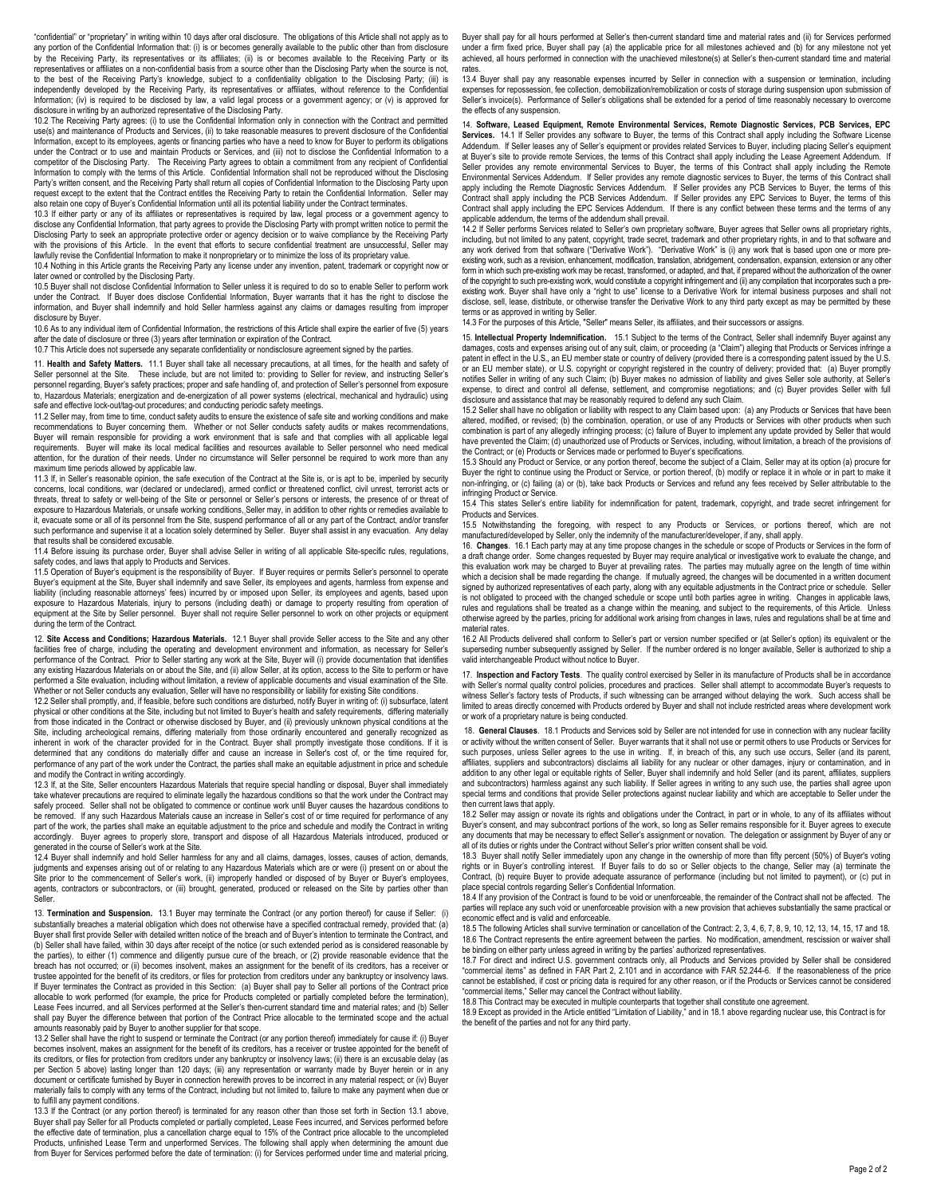"confidential" or "proprietary" in writing within 10 days after oral disclosure. The obligations of this Article shall not apply as to any portion of the Confidential Information that: (i) is or becomes generally available to the public other than from disclosure by the Receiving Party, its representatives or its affiliates; (ii) is or becomes available to the Receiving Party or its representatives or affiliates on a non-confidential basis from a source other than the Disclosing Party when the source is not, to the best of the Receiving Party's knowledge, subject to a confidentiality obligation to the Disclosing Party; (iii) is independently developed by the Receiving Party, its representatives or affiliates, without reference to the Confidential Information; (iv) is required to be disclosed by law, a valid legal process or a government agency; or (v) is approved for disclosure in writing by an authorized representative of the Disclosing Party.

10.2 The Receiving Party agrees: (i) to use the Confidential Information only in connection with the Contract and permitted use(s) and maintenance of Products and Services, (ii) to take reasonable measures to prevent disclosure of the Confidential Information, except to its employees, agents or financing parties who have a need to know for Buyer to perform its obligations under the Contract or to use and maintain Products or Services, and (iii) not to disclose the Confidential Information to a competitor of the Disclosing Party. The Receiving Party agrees to obtain a commitment from any recipient of Confidential Information to comply with the terms of this Article. Confidential Information shall not be reproduced without the Disclosing Party's written consent, and the Receiving Party shall return all copies of Confidential Information to the Disclosing Party upon request except to the extent that the Contract entitles the Receiving Party to retain the Confidential Information. Seller may also retain one copy of Buyer's Confidential Information until all its potential liability under the Contract terminates.

10.3 If either party or any of its affiliates or representatives is required by law, legal process or a government agency to disclose any Confidential Information, that party agrees to provide the Disclosing Party with prompt written notice to permit the Disclosing Party to seek an appropriate protective order or agency decision or to waive compliance by the Receiving Party with the provisions of this Article. In the event that efforts to secure confidential treatment are unsuccessful, Seller may lawfully revise the Confidential Information to make it nonproprietary or to minimize the loss of its proprietary value.

10.4 Nothing in this Article grants the Receiving Party any license under any invention, patent, trademark or copyright now or later owned or controlled by the Disclosing Party.

10.5 Buyer shall not disclose Confidential Information to Seller unless it is required to do so to enable Seller to perform work under the Contract. If Buyer does disclose Confidential Information, Buyer warrants that it has the right to disclose the information, and Buyer shall indemnify and hold Seller harmless against any claims or damages resulting from improper disclosure by Buyer.

10.6 As to any individual item of Confidential Information, the restrictions of this Article shall expire the earlier of five (5) years after the date of disclosure or three (3) years after termination or expiration of the Contract.

10.7 This Article does not supersede any separate confidentiality or nondisclosure agreement signed by the parties.

11. **Health and Safety Matters.** 11.1 Buyer shall take all necessary precautions, at all times, for the health and safety of Seller personnel at the Site. These include, but are not limited to: providing to Seller for review, and instructing Seller's personnel regarding, Buyer's safety practices; proper and safe handling of, and protection of Seller's personnel from exposure to, Hazardous Materials; energization and de-energization of all power systems (electrical, mechanical and hydraulic) using safe and effective lock-out/tag-out procedures; and conducting periodic safety meetings.

11.2 Seller may, from time to time, conduct safety audits to ensure the existence of safe site and working conditions and make recommendations to Buyer concerning them. Whether or not Seller conducts safety audits or makes recommendations, Buyer will remain responsible for providing a work environment that is safe and that complies with all applicable legal requirements. Buyer will make its local medical facilities and resources available to Seller personnel who need medical attention, for the duration of their needs. Under no circumstance will Seller personnel be required to work more than any maximum time periods allowed by applicable law.

11.3 If, in Seller's reasonable opinion, the safe execution of the Contract at the Site is, or is apt to be, imperiled by security concerns, local conditions, war (declared or undeclared), armed conflict or threatened conflict, civil unrest, terrorist acts or threats, threat to safety or well-being of the Site or personnel or Seller's persons or interests, the presence of or threat of exposure to Hazardous Materials, or unsafe working conditions, Seller may, in addition to other rights or remedies available to it, evacuate some or all of its personnel from the Site, suspend performance of all or any part of the Contract, and/or transfer such performance and supervise it at a location solely determined by Seller. Buyer shall assist in any evacuation. Any delay that results shall be considered excusable.

11.4 Before issuing its purchase order, Buyer shall advise Seller in writing of all applicable Site-specific rules, regulations, safety codes, and laws that apply to Products and Services.

11.5 Operation of Buyer's equipment is the responsibility of Buyer. If Buyer requires or permits Seller's personnel to operate Buyer's equipment at the Site, Buyer shall indemnify and save Seller, its employees and agents, harmless from expense and liability (including reasonable attorneys' fees) incurred by or imposed upon Seller, its employees and agents, based upon exposure to Hazardous Materials, injury to persons (including death) or damage to property resulting from operation of equipment at the Site by Seller personnel. Buyer shall not require Seller personnel to work on other projects or equipment during the term of the Contract.

12. **Site Access and Conditions; Hazardous Materials.** 12.1 Buyer shall provide Seller access to the Site and any other facilities free of charge, including the operating and development environment and information, as necessary for Seller's performance of the Contract. Prior to Seller starting any work at the Site, Buyer will (i) provide documentation that identifies any existing Hazardous Materials on or about the Site, and (ii) allow Seller, at its option, access to the Site to perform or have performed a Site evaluation, including without limitation, a review of applicable documents and visual examination of the Site. Whether or not Seller conducts any evaluation, Seller will have no responsibility or liability for existing Site conditions.

12.2 Seller shall promptly, and, if feasible, before such conditions are disturbed, notify Buyer in writing of: (i) subsurface, latent physical or other conditions at the Site, including but not limited to Buyer's health and safety requirements, differing materially from those indicated in the Contract or otherwise disclosed by Buyer, and (ii) previously unknown physical conditions at the Site, including archeological remains, differing materially from those ordinarily encountered and generally recognized as inherent in work of the character provided for in the Contract. Buyer shall promptly investigate those conditions. If it is determined that any conditions do materially differ and cause an increase in Seller's cost of, or the time required for, performance of any part of the work under the Contract, the parties shall make an equitable adjustment in price and schedule and modify the Contract in writing accordingly.

12.3 If, at the Site, Seller encounters Hazardous Materials that require special handling or disposal, Buyer shall immediately take whatever precautions are required to eliminate legally the hazardous conditions so that the work under the Contract may safely proceed. Seller shall not be obligated to commence or continue work until Buyer causes the hazardous conditions to be removed. If any such Hazardous Materials cause an increase in Seller's cost of or time required for performance of any part of the work, the parties shall make an equitable adjustment to the price and schedule and modify the Contract in writing accordingly. Buyer agrees to properly store, transport and dispose of all Hazardous Materials introduced, produced or generated in the course of Seller's work at the Site.

12.4 Buyer shall indemnify and hold Seller harmless for any and all claims, damages, losses, causes of action, demands, judgments and expenses arising out of or relating to any Hazardous Materials which are or were (i) present on or about the Site prior to the commencement of Seller's work, (ii) improperly handled or disposed of by Buyer or Buyer's employees, agents, contractors or subcontractors, or (iii) brought, generated, produced or released on the Site by parties other than Seller.

13. **Termination and Suspension.** 13.1 Buyer may terminate the Contract (or any portion thereof) for cause if Seller: (i) substantially breaches a material obligation which does not otherwise have a specified contractual remedy, provided that: (a) Buyer shall first provide Seller with detailed written notice of the breach and of Buyer's intention to terminate the Contract, and (b) Seller shall have failed, within 30 days after receipt of the notice (or such extended period as is considered reasonable by the parties), to either (1) commence and diligently pursue cure of the breach, or (2) provide reasonable evidence that the breach has not occurred; or (ii) becomes insolvent, makes an assignment for the benefit of its creditors, has a receiver or trustee appointed for the benefit of its creditors, or files for protection from creditors under any bankruptcy or insolvency laws. If Buyer terminates the Contract as provided in this Section: (a) Buyer shall pay to Seller all portions of the Contract price allocable to work performed (for example, the price for Products completed or partially completed before the termination), Lease Fees incurred, and all Services performed at the Seller's then-current standard time and material rates; and (b) Seller shall pay Buyer the difference between that portion of the Contract Price allocable to the terminated scope and the actual amounts reasonably paid by Buyer to another supplier for that scope.

13.2 Seller shall have the right to suspend or terminate the Contract (or any portion thereof) immediately for cause if: (i) Buyer becomes insolvent, makes an assignment for the benefit of its creditors, has a receiver or trustee appointed for the benefit of its creditors, or files for protection from creditors under any bankruptcy or insolvency laws; (ii) there is an excusable delay (as per Section 5 above) lasting longer than 120 days; (iii) any representation or warranty made by Buyer herein or in any document or certificate furnished by Buyer in connection herewith proves to be incorrect in any material respect; or (iv) Buyer materially fails to comply with any terms of the Contract, including but not limited to, failure to make any payment when due or to fulfill any payment conditions.

13.3 If the Contract (or any portion thereof) is terminated for any reason other than those set forth in Section 13.1 above, Buyer shall pay Seller for all Products completed or partially completed, Lease Fees incurred, and Services performed before the effective date of termination, plus a cancellation charge equal to 15% of the Contract price allocable to the uncompleted Products, unfinished Lease Term and unperformed Services. The following shall apply when determining the amount due from Buyer for Services performed before the date of termination: (i) for Services performed under time and material pricing, Buyer shall pay for all hours performed at Seller's then-current standard time and material rates and (ii) for Services performed under a firm fixed price, Buyer shall pay (a) the applicable price for all milestones achieved and (b) for any milestone not yet achieved, all hours performed in connection with the unachieved milestone(s) at Seller's then-current standard time and material rates.

13.4 Buyer shall pay any reasonable expenses incurred by Seller in connection with a suspension or termination, including expenses for repossession, fee collection, demobilization/remobilization or costs of storage during suspension upon submission of Seller's invoice(s). Performance of Seller's obligations shall be extended for a period of time reasonably necessary to overcome the effects of any suspension.

14. **Software, Leased Equipment, Remote Environmental Services, Remote Diagnostic Services, PCB Services, EPC Services.** 14.1 If Seller provides any software to Buyer, the terms of this Contract shall apply including the Software License Addendum. If Seller leases any of Seller's equipment or provides related Services to Buyer, including placing Seller's equipment at Buyer's site to provide remote Services, the terms of this Contract shall apply including the Lease Agreement Addendum. If Seller provides any remote environmental Services to Buyer, the terms of this Contract shall apply including the Remote Environmental Services Addendum. If Seller provides any remote diagnostic services to Buyer, the terms of this Contract shall apply including the Remote Diagnostic Services Addendum. If Seller provides any PCB Services to Buyer, the terms of this Contract shall apply including the PCB Services Addendum. If Seller provides any EPC Services to Buyer, the terms of this Contract shall apply including the EPC Services Addendum. If there is any conflict between these terms and the terms of any applicable addendum, the terms of the addendum shall prevail.

14.2 If Seller performs Services related to Seller's own proprietary software, Buyer agrees that Seller owns all proprietary rights, including, but not limited to any patent, copyright, trade secret, trademark and other proprietary rights, in and to that software and any work derived from that software ("Derivative Work"). "Derivative Work" is (i) any work that is based upon one or more pre-existing work, such as a revision, enhancement, modification, translation, abridgement, condensation, expansion, extension or any other form in which such pre-existing work may be recast, transformed, or adapted, and that, if prepared without the authorization of the owner of the copyright to such pre-existing work, would constitute a copyright infringement and (ii) any compilation that incorporates such a pre-existing work. Buyer shall have only a "right to use" license to a Derivative Work for internal business purposes and shall not disclose, sell, lease, distribute, or otherwise transfer the Derivative Work to any third party except as may be permitted by these terms or as approved in writing by Seller.

14.3 For the purposes of this Article, "Seller" means Seller, its affiliates, and their successors or assigns.

15. **Intellectual Property Indemnification.** 15.1 Subject to the terms of the Contract, Seller shall indemnify Buyer against any damages, costs and expenses arising out of any suit, claim, or proceeding (a "Claim") alleging that Products or Services infringe a patent in effect in the U.S., an EU member state or country of delivery (provided there is a corresponding patent issued by the U.S. or an EU member state), or U.S. copyright or copyright registered in the country of delivery; provided that: (a) Buyer promptly notifies Seller in writing of any such Claim; (b) Buyer makes no admission of liability and gives Seller sole authority, at Seller's expense, to direct and control all defense, settlement, and compromise negotiations; and (c) Buyer provides Seller with full disclosure and assistance that may be reasonably required to defend any such Claim.

15.2 Seller shall have no obligation or liability with respect to any Claim based upon: (a) any Products or Services that have been altered, modified, or revised; (b) the combination, operation, or use of any Products or Services with other products when such combination is part of any allegedly infringing process; (c) failure of Buyer to implement any update provided by Seller that would have prevented the Claim; (d) unauthorized use of Products or Services, including, without limitation, a breach of the provisions of the Contract; or (e) Products or Services made or performed to Buyer's specifications.

15.3 Should any Product or Service, or any portion thereof, become the subject of a Claim, Seller may at its option (a) procure for Buyer the right to continue using the Product or Service, or portion thereof, (b) modify or replace it in whole or in part to make it non-infringing, or (c) failing (a) or (b), take back Products or Services and refund any fees received by Seller attributable to the infringing Product or Service.

15.4 This states Seller's entire liability for indemnification for patent, trademark, copyright, and trade secret infringement for Products and Services.

15.5 Notwithstanding the foregoing, with respect to any Products or Services, or portions thereof, which are not manufactured/developed by Seller, only the indemnity of the manufacturer/developer, if any, shall apply.

16. **Changes**. 16.1 Each party may at any time propose changes in the schedule or scope of Products or Services in the form of a draft change order. Some changes requested by Buyer may require analytical or investigative work to evaluate the change, and this evaluation work may be charged to Buyer at prevailing rates. The parties may mutually agree on the length of time within which a decision shall be made regarding the change. If mutually agreed, the changes will be documented in a written document signed by authorized representatives of each party, along with any equitable adjustments in the Contract price or schedule. Seller is not obligated to proceed with the changed schedule or scope until both parties agree in writing. Changes in applicable laws, rules and regulations shall be treated as a change within the meaning, and subject to the requirements, of this Article. Unless otherwise agreed by the parties, pricing for additional work arising from changes in laws, rules and regulations shall be at time and material rates.

16.2 All Products delivered shall conform to Seller's part or version number specified or (at Seller's option) its equivalent or the superseding number subsequently assigned by Seller. If the number ordered is no longer available, Seller is authorized to ship a valid interchangeable Product without notice to Buyer.

17. **Inspection and Factory Tests**. The quality control exercised by Seller in its manufacture of Products shall be in accordance with Seller's normal quality control policies, procedures and practices. Seller shall attempt to accommodate Buyer's requests to witness Seller's factory tests of Products, if such witnessing can be arranged without delaying the work. Such access shall be limited to areas directly concerned with Products ordered by Buyer and shall not include restricted areas where development work or work of a proprietary nature is being conducted.

18. **General Clauses**. 18.1 Products and Services sold by Seller are not intended for use in connection with any nuclear facility or activity without the written consent of Seller. Buyer warrants that it shall not use or permit others to use Products or Services for such purposes, unless Seller agrees to the use in writing. If, in breach of this, any such use occurs, Seller (and its parent, affiliates, suppliers and subcontractors) disclaims all liability for any nuclear or other damages, injury or contamination, and in addition to any other legal or equitable rights of Seller, Buyer shall indemnify and hold Seller (and its parent, affiliates, suppliers and subcontractors) harmless against any such liability. If Seller agrees in writing to any such use, the parties shall agree upon special terms and conditions that provide Seller protections against nuclear liability and which are acceptable to Seller under the then current laws that apply.

18.2 Seller may assign or novate its rights and obligations under the Contract, in part or in whole, to any of its affiliates without Buyer's consent, and may subcontract portions of the work, so long as Seller remains responsible for it. Buyer agrees to execute any documents that may be necessary to effect Seller's assignment or novation. The delegation or assignment by Buyer of any or all of its duties or rights under the Contract without Seller's prior written consent shall be void.

18.3 Buyer shall notify Seller immediately upon any change in the ownership of more than fifty percent (50%) of Buyer's voting rights or in Buyer's controlling interest. If Buyer fails to do so or Seller objects to the change, Seller may (a) terminate the Contract, (b) require Buyer to provide adequate assurance of performance (including but not limited to payment), or (c) put in place special controls regarding Seller's Confidential Information.

18.4 If any provision of the Contract is found to be void or unenforceable, the remainder of the Contract shall not be affected. The parties will replace any such void or unenforceable provision with a new provision that achieves substantially the same practical or economic effect and is valid and enforceable.

18.5 The following Articles shall survive termination or cancellation of the Contract: 2, 3, 4, 6, 7, 8, 9, 10, 12, 13, 14, 15, 17 and 18.

18.6 The Contract represents the entire agreement between the parties. No modification, amendment, rescission or waiver shall be binding on either party unless agreed in writing by the parties' authorized representatives.

18.7 For direct and indirect U.S. government contracts only, all Products and Services provided by Seller shall be considered "commercial items" as defined in FAR Part 2, 2.101 and in accordance with FAR 52.244-6. If the reasonableness of the price cannot be established, if cost or pricing data is required for any other reason, or if the Products or Services cannot be considered "commercial items," Seller may cancel the Contract without liability.

18.8 This Contract may be executed in multiple counterparts that together shall constitute one agreement.

18.9 Except as provided in the Article entitled "Limitation of Liability," and in 18.1 above regarding nuclear use, this Contract is for the benefit of the parties and not for any third party.